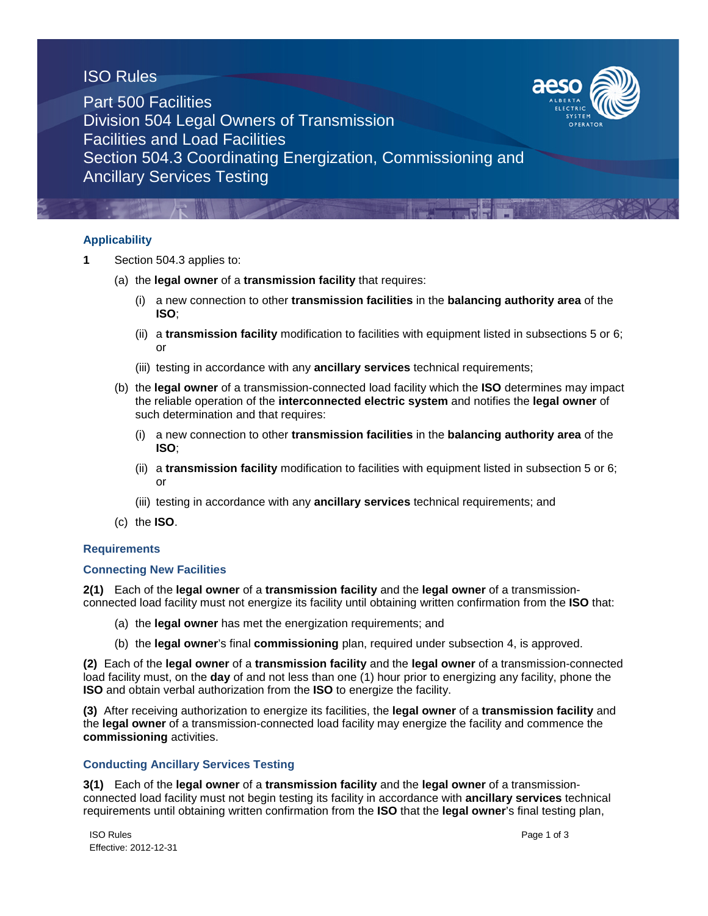# ISO Rules

## Part 500 Facilities
## Division 504 Legal Owners of Transmission Facilities and Load Facilities
## Section 504.3 Coordinating Energization, Commissioning and Ancillary Services Testing

### Applicability

**1** Section 504.3 applies to:

(a) the **legal owner** of a **transmission facility** that requires:

(i) a new connection to other **transmission facilities** in the **balancing authority area** of the **ISO**;

(ii) a **transmission facility** modification to facilities with equipment listed in subsections 5 or 6; or

(iii) testing in accordance with any **ancillary services** technical requirements;

(b) the **legal owner** of a transmission-connected load facility which the **ISO** determines may impact the reliable operation of the **interconnected electric system** and notifies the **legal owner** of such determination and that requires:

(i) a new connection to other **transmission facilities** in the **balancing authority area** of the **ISO**;

(ii) a **transmission facility** modification to facilities with equipment listed in subsection 5 or 6; or

(iii) testing in accordance with any **ancillary services** technical requirements; and

(c) the **ISO**.

### Requirements

### Connecting New Facilities

**2(1)** Each of the **legal owner** of a **transmission facility** and the **legal owner** of a transmission-connected load facility must not energize its facility until obtaining written confirmation from the **ISO** that:

(a) the **legal owner** has met the energization requirements; and

(b) the **legal owner**'s final **commissioning** plan, required under subsection 4, is approved.

**(2)** Each of the **legal owner** of a **transmission facility** and the **legal owner** of a transmission-connected load facility must, on the **day** of and not less than one (1) hour prior to energizing any facility, phone the **ISO** and obtain verbal authorization from the **ISO** to energize the facility.

**(3)** After receiving authorization to energize its facilities, the **legal owner** of a **transmission facility** and the **legal owner** of a transmission-connected load facility may energize the facility and commence the **commissioning** activities.

### Conducting Ancillary Services Testing

**3(1)** Each of the **legal owner** of a **transmission facility** and the **legal owner** of a transmission-connected load facility must not begin testing its facility in accordance with **ancillary services** technical requirements until obtaining written confirmation from the **ISO** that the **legal owner**'s final testing plan,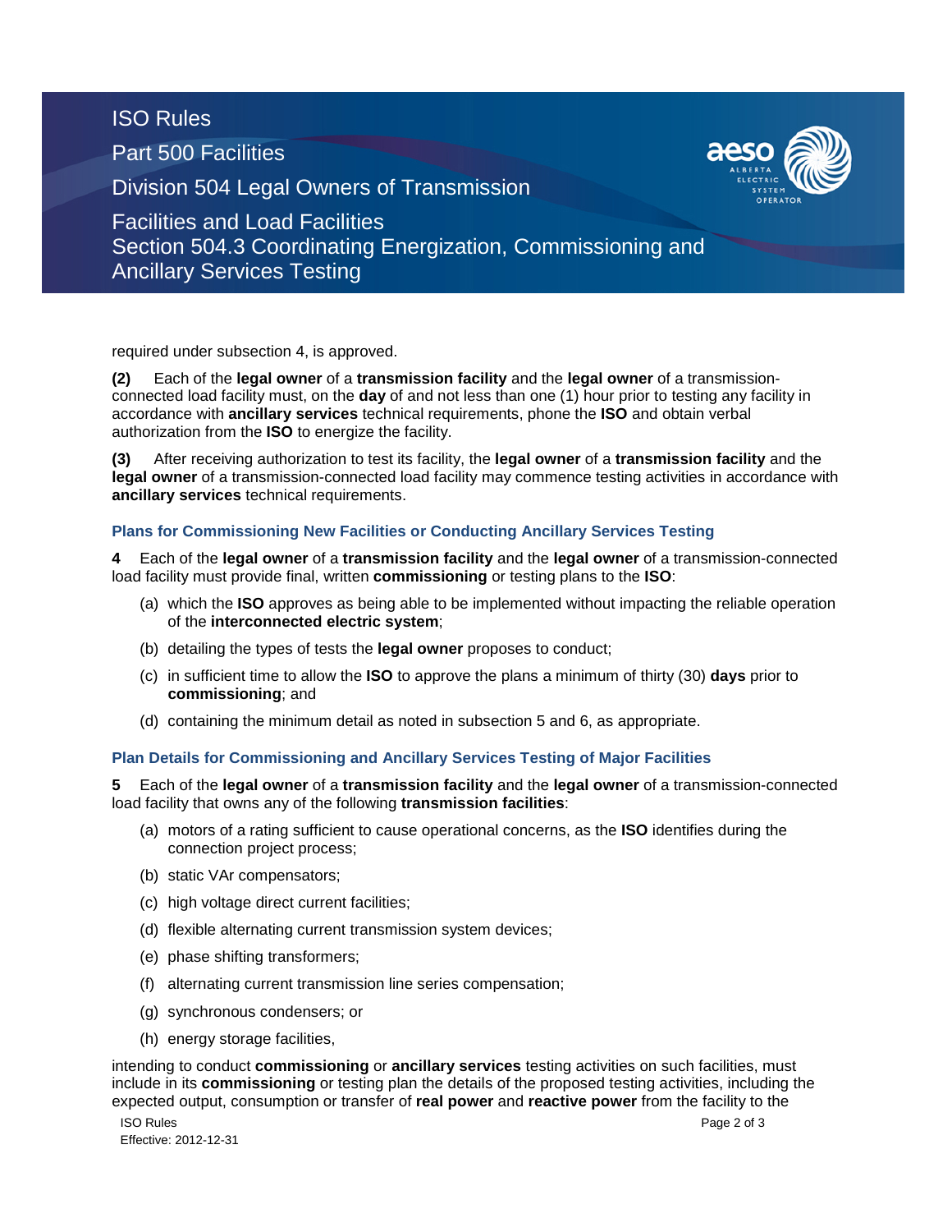required under subsection 4, is approved.

**(2)** Each of the **legal owner** of a **transmission facility** and the **legal owner** of a transmission-connected load facility must, on the **day** of and not less than one (1) hour prior to testing any facility in accordance with **ancillary services** technical requirements, phone the **ISO** and obtain verbal authorization from the **ISO** to energize the facility.

**(3)** After receiving authorization to test its facility, the **legal owner** of a **transmission facility** and the **legal owner** of a transmission-connected load facility may commence testing activities in accordance with **ancillary services** technical requirements.

### Plans for Commissioning New Facilities or Conducting Ancillary Services Testing

**4** Each of the **legal owner** of a **transmission facility** and the **legal owner** of a transmission-connected load facility must provide final, written **commissioning** or testing plans to the **ISO**:

(a) which the **ISO** approves as being able to be implemented without impacting the reliable operation of the **interconnected electric system**;

(b) detailing the types of tests the **legal owner** proposes to conduct;

(c) in sufficient time to allow the **ISO** to approve the plans a minimum of thirty (30) **days** prior to **commissioning**; and

(d) containing the minimum detail as noted in subsection 5 and 6, as appropriate.

### Plan Details for Commissioning and Ancillary Services Testing of Major Facilities

**5** Each of the **legal owner** of a **transmission facility** and the **legal owner** of a transmission-connected load facility that owns any of the following **transmission facilities**:

(a) motors of a rating sufficient to cause operational concerns, as the **ISO** identifies during the connection project process;

(b) static VAr compensators;

(c) high voltage direct current facilities;

(d) flexible alternating current transmission system devices;

(e) phase shifting transformers;

(f) alternating current transmission line series compensation;

(g) synchronous condensers; or

(h) energy storage facilities,

intending to conduct **commissioning** or **ancillary services** testing activities on such facilities, must include in its **commissioning** or testing plan the details of the proposed testing activities, including the expected output, consumption or transfer of **real power** and **reactive power** from the facility to the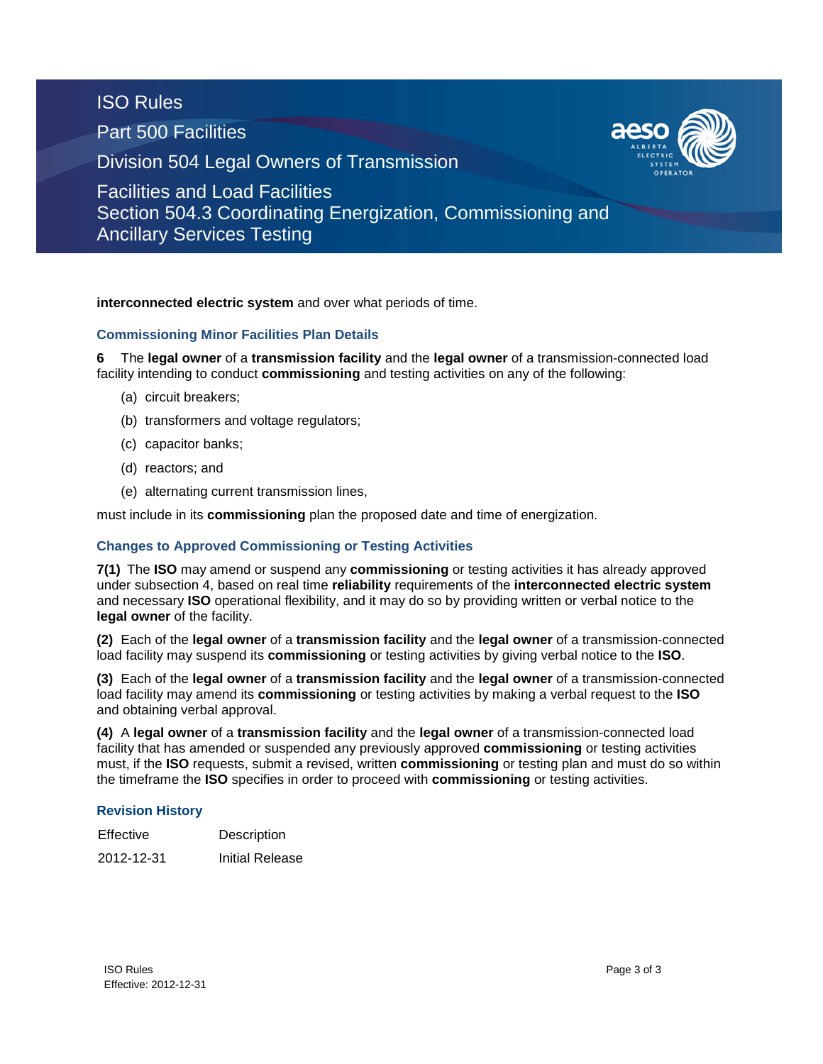**interconnected electric system** and over what periods of time.

### Commissioning Minor Facilities Plan Details

**6** The **legal owner** of a **transmission facility** and the **legal owner** of a transmission-connected load facility intending to conduct **commissioning** and testing activities on any of the following:

(a) circuit breakers;

(b) transformers and voltage regulators;

(c) capacitor banks;

(d) reactors; and

(e) alternating current transmission lines,

must include in its **commissioning** plan the proposed date and time of energization.

### Changes to Approved Commissioning or Testing Activities

**7(1)** The **ISO** may amend or suspend any **commissioning** or testing activities it has already approved under subsection 4, based on real time **reliability** requirements of the **interconnected electric system** and necessary **ISO** operational flexibility, and it may do so by providing written or verbal notice to the **legal owner** of the facility.

**(2)** Each of the **legal owner** of a **transmission facility** and the **legal owner** of a transmission-connected load facility may suspend its **commissioning** or testing activities by giving verbal notice to the **ISO**.

**(3)** Each of the **legal owner** of a **transmission facility** and the **legal owner** of a transmission-connected load facility may amend its **commissioning** or testing activities by making a verbal request to the **ISO** and obtaining verbal approval.

**(4)** A **legal owner** of a **transmission facility** and the **legal owner** of a transmission-connected load facility that has amended or suspended any previously approved **commissioning** or testing activities must, if the **ISO** requests, submit a revised, written **commissioning** or testing plan and must do so within the timeframe the **ISO** specifies in order to proceed with **commissioning** or testing activities.

### Revision History

| Effective | Description |
|---|---|
| 2012-12-31 | Initial Release |